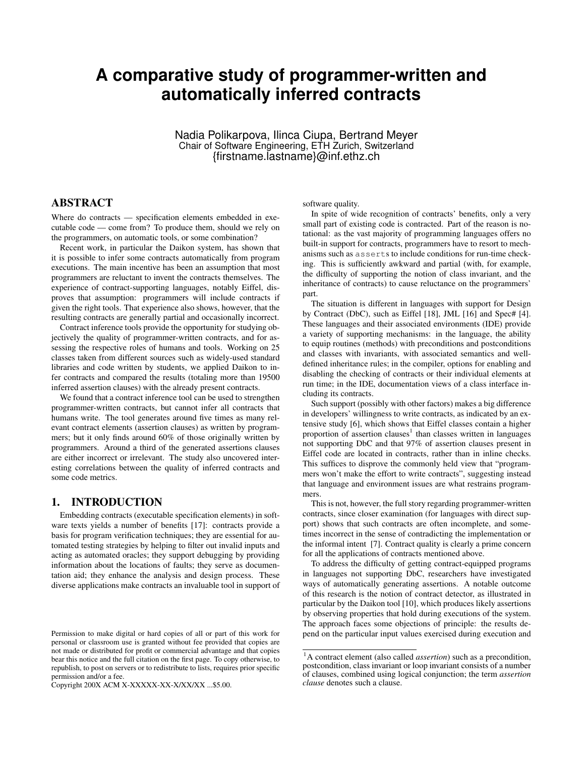# A comparative study of programmer-written and automatically inferred contracts

Nadia Polikarpova, Ilinca Ciupa, Bertrand Meyer
Chair of Software Engineering, ETH Zurich, Switzerland
{firstname.lastname}@inf.ethz.ch

## ABSTRACT

Where do contracts — specification elements embedded in executable code — come from? To produce them, should we rely on the programmers, on automatic tools, or some combination?

Recent work, in particular the Daikon system, has shown that it is possible to infer some contracts automatically from program executions. The main incentive has been an assumption that most programmers are reluctant to invent the contracts themselves. The experience of contract-supporting languages, notably Eiffel, disproves that assumption: programmers will include contracts if given the right tools. That experience also shows, however, that the resulting contracts are generally partial and occasionally incorrect.

Contract inference tools provide the opportunity for studying objectively the quality of programmer-written contracts, and for assessing the respective roles of humans and tools. Working on 25 classes taken from different sources such as widely-used standard libraries and code written by students, we applied Daikon to infer contracts and compared the results (totaling more than 19500 inferred assertion clauses) with the already present contracts.

We found that a contract inference tool can be used to strengthen programmer-written contracts, but cannot infer all contracts that humans write. The tool generates around five times as many relevant contract elements (assertion clauses) as written by programmers; but it only finds around 60% of those originally written by programmers. Around a third of the generated assertions clauses are either incorrect or irrelevant. The study also uncovered interesting correlations between the quality of inferred contracts and some code metrics.

## 1. INTRODUCTION

Embedding contracts (executable specification elements) in software texts yields a number of benefits [17]: contracts provide a basis for program verification techniques; they are essential for automated testing strategies by helping to filter out invalid inputs and acting as automated oracles; they support debugging by providing information about the locations of faults; they serve as documentation aid; they enhance the analysis and design process. These diverse applications make contracts an invaluable tool in support of software quality.

In spite of wide recognition of contracts' benefits, only a very small part of existing code is contracted. Part of the reason is notational: as the vast majority of programming languages offers no built-in support for contracts, programmers have to resort to mechanisms such as `assert`s to include conditions for run-time checking. This is sufficiently awkward and partial (with, for example, the difficulty of supporting the notion of class invariant, and the inheritance of contracts) to cause reluctance on the programmers' part.

The situation is different in languages with support for Design by Contract (DbC), such as Eiffel [18], JML [16] and Spec# [4]. These languages and their associated environments (IDE) provide a variety of supporting mechanisms: in the language, the ability to equip routines (methods) with preconditions and postconditions and classes with invariants, with associated semantics and well-defined inheritance rules; in the compiler, options for enabling and disabling the checking of contracts or their individual elements at run time; in the IDE, documentation views of a class interface including its contracts.

Such support (possibly with other factors) makes a big difference in developers' willingness to write contracts, as indicated by an extensive study [6], which shows that Eiffel classes contain a higher proportion of assertion clauses[1] than classes written in languages not supporting DbC and that 97% of assertion clauses present in Eiffel code are located in contracts, rather than in inline checks. This suffices to disprove the commonly held view that "programmers won't make the effort to write contracts", suggesting instead that language and environment issues are what restrains programmers.

This is not, however, the full story regarding programmer-written contracts, since closer examination (for languages with direct support) shows that such contracts are often incomplete, and sometimes incorrect in the sense of contradicting the implementation or the informal intent [7]. Contract quality is clearly a prime concern for all the applications of contracts mentioned above.

To address the difficulty of getting contract-equipped programs in languages not supporting DbC, researchers have investigated ways of automatically generating assertions. A notable outcome of this research is the notion of contract detector, as illustrated in particular by the Daikon tool [10], which produces likely assertions by observing properties that hold during executions of the system. The approach faces some objections of principle: the results depend on the particular input values exercised during execution and

[1] A contract element (also called *assertion*) such as a precondition, postcondition, class invariant or loop invariant consists of a number of clauses, combined using logical conjunction; the term *assertion clause* denotes such a clause.

Permission to make digital or hard copies of all or part of this work for personal or classroom use is granted without fee provided that copies are not made or distributed for profit or commercial advantage and that copies bear this notice and the full citation on the first page. To copy otherwise, to republish, to post on servers or to redistribute to lists, requires prior specific permission and/or a fee.
Copyright 200X ACM X-XXXXX-XX-X/XX/XX ...$5.00.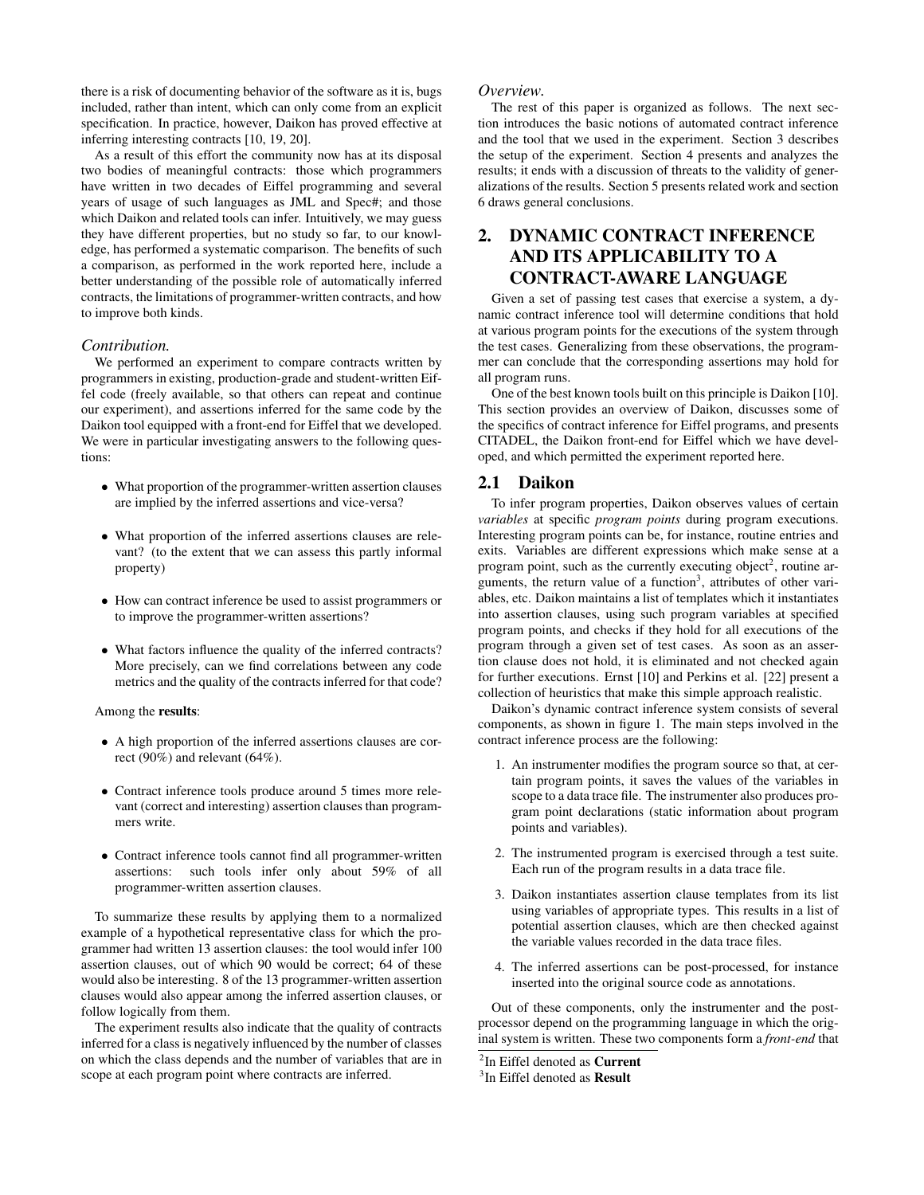there is a risk of documenting behavior of the software as it is, bugs included, rather than intent, which can only come from an explicit specification. In practice, however, Daikon has proved effective at inferring interesting contracts [10, 19, 20].

As a result of this effort the community now has at its disposal two bodies of meaningful contracts: those which programmers have written in two decades of Eiffel programming and several years of usage of such languages as JML and Spec#; and those which Daikon and related tools can infer. Intuitively, we may guess they have different properties, but no study so far, to our knowledge, has performed a systematic comparison. The benefits of such a comparison, as performed in the work reported here, include a better understanding of the possible role of automatically inferred contracts, the limitations of programmer-written contracts, and how to improve both kinds.

### *Contribution.*

We performed an experiment to compare contracts written by programmers in existing, production-grade and student-written Eiffel code (freely available, so that others can repeat and continue our experiment), and assertions inferred for the same code by the Daikon tool equipped with a front-end for Eiffel that we developed. We were in particular investigating answers to the following questions:

- What proportion of the programmer-written assertion clauses are implied by the inferred assertions and vice-versa?
- What proportion of the inferred assertions clauses are relevant? (to the extent that we can assess this partly informal property)
- How can contract inference be used to assist programmers or to improve the programmer-written assertions?
- What factors influence the quality of the inferred contracts? More precisely, can we find correlations between any code metrics and the quality of the contracts inferred for that code?

Among the **results**:

- A high proportion of the inferred assertions clauses are correct (90%) and relevant (64%).
- Contract inference tools produce around 5 times more relevant (correct and interesting) assertion clauses than programmers write.
- Contract inference tools cannot find all programmer-written assertions: such tools infer only about 59% of all programmer-written assertion clauses.

To summarize these results by applying them to a normalized example of a hypothetical representative class for which the programmer had written 13 assertion clauses: the tool would infer 100 assertion clauses, out of which 90 would be correct; 64 of these would also be interesting. 8 of the 13 programmer-written assertion clauses would also appear among the inferred assertion clauses, or follow logically from them.

The experiment results also indicate that the quality of contracts inferred for a class is negatively influenced by the number of classes on which the class depends and the number of variables that are in scope at each program point where contracts are inferred.

### *Overview.*

The rest of this paper is organized as follows. The next section introduces the basic notions of automated contract inference and the tool that we used in the experiment. Section 3 describes the setup of the experiment. Section 4 presents and analyzes the results; it ends with a discussion of threats to the validity of generalizations of the results. Section 5 presents related work and section 6 draws general conclusions.

## 2. DYNAMIC CONTRACT INFERENCE AND ITS APPLICABILITY TO A CONTRACT-AWARE LANGUAGE

Given a set of passing test cases that exercise a system, a dynamic contract inference tool will determine conditions that hold at various program points for the executions of the system through the test cases. Generalizing from these observations, the programmer can conclude that the corresponding assertions may hold for all program runs.

One of the best known tools built on this principle is Daikon [10]. This section provides an overview of Daikon, discusses some of the specifics of contract inference for Eiffel programs, and presents CITADEL, the Daikon front-end for Eiffel which we have developed, and which permitted the experiment reported here.

### 2.1 Daikon

To infer program properties, Daikon observes values of certain *variables* at specific *program points* during program executions. Interesting program points can be, for instance, routine entries and exits. Variables are different expressions which make sense at a program point, such as the currently executing object[2], routine arguments, the return value of a function[3], attributes of other variables, etc. Daikon maintains a list of templates which it instantiates into assertion clauses, using such program variables at specified program points, and checks if they hold for all executions of the program through a given set of test cases. As soon as an assertion clause does not hold, it is eliminated and not checked again for further executions. Ernst [10] and Perkins et al. [22] present a collection of heuristics that make this simple approach realistic.

Daikon's dynamic contract inference system consists of several components, as shown in figure 1. The main steps involved in the contract inference process are the following:

1. An instrumenter modifies the program source so that, at certain program points, it saves the values of the variables in scope to a data trace file. The instrumenter also produces program point declarations (static information about program points and variables).
2. The instrumented program is exercised through a test suite. Each run of the program results in a data trace file.
3. Daikon instantiates assertion clause templates from its list using variables of appropriate types. This results in a list of potential assertion clauses, which are then checked against the variable values recorded in the data trace files.
4. The inferred assertions can be post-processed, for instance inserted into the original source code as annotations.

Out of these components, only the instrumenter and the post-processor depend on the programming language in which the original system is written. These two components form a *front-end* that

[2] In Eiffel denoted as **Current**

[3] In Eiffel denoted as **Result**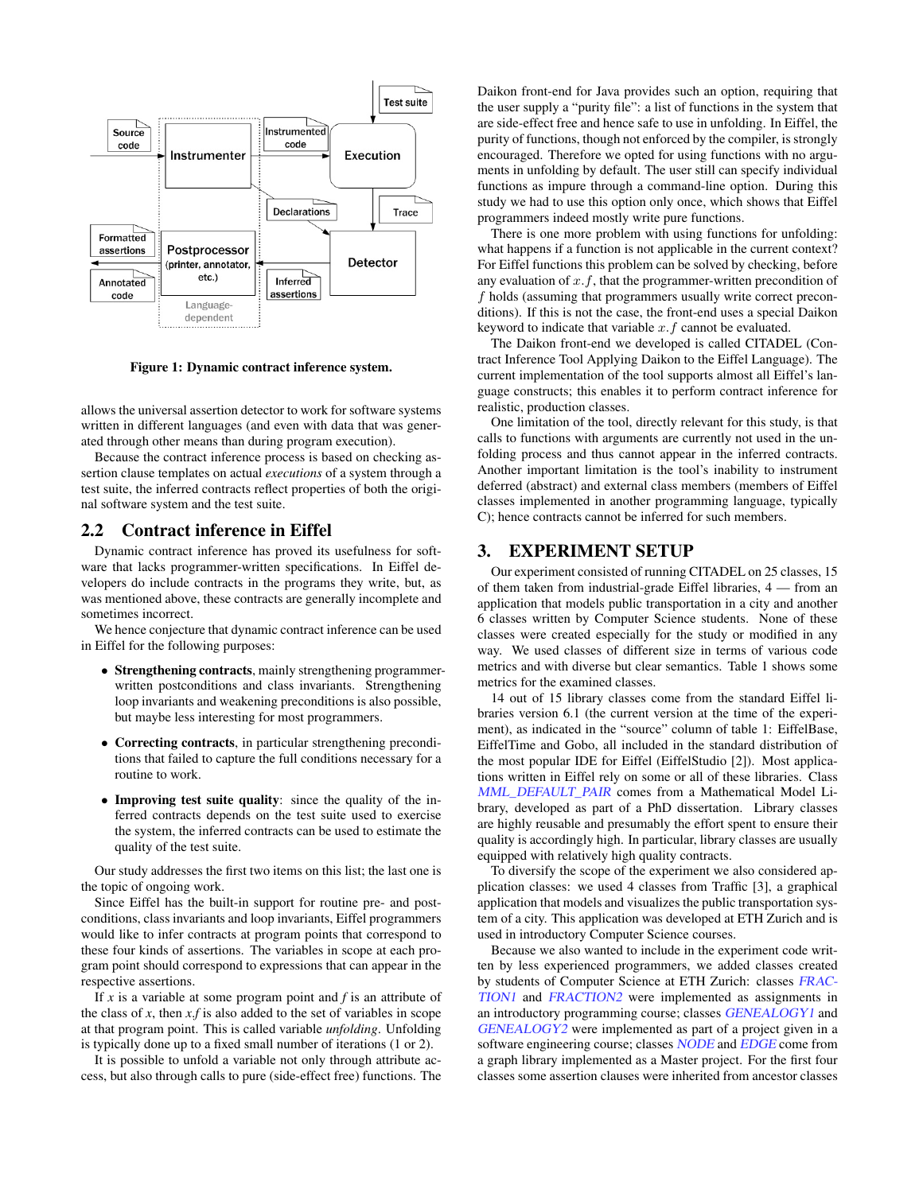Figure 1: Dynamic contract inference system.

allows the universal assertion detector to work for software systems written in different languages (and even with data that was generated through other means than during program execution).

Because the contract inference process is based on checking assertion clause templates on actual *executions* of a system through a test suite, the inferred contracts reflect properties of both the original software system and the test suite.

## 2.2 Contract inference in Eiffel

Dynamic contract inference has proved its usefulness for software that lacks programmer-written specifications. In Eiffel developers do include contracts in the programs they write, but, as was mentioned above, these contracts are generally incomplete and sometimes incorrect.

We hence conjecture that dynamic contract inference can be used in Eiffel for the following purposes:

- **Strengthening contracts**, mainly strengthening programmer-written postconditions and class invariants. Strengthening loop invariants and weakening preconditions is also possible, but maybe less interesting for most programmers.
- **Correcting contracts**, in particular strengthening preconditions that failed to capture the full conditions necessary for a routine to work.
- **Improving test suite quality**: since the quality of the inferred contracts depends on the test suite used to exercise the system, the inferred contracts can be used to estimate the quality of the test suite.

Our study addresses the first two items on this list; the last one is the topic of ongoing work.

Since Eiffel has the built-in support for routine pre- and postconditions, class invariants and loop invariants, Eiffel programmers would like to infer contracts at program points that correspond to these four kinds of assertions. The variables in scope at each program point should correspond to expressions that can appear in the respective assertions.

If $x$ is a variable at some program point and $f$ is an attribute of the class of $x$, then $x.f$ is also added to the set of variables in scope at that program point. This is called variable *unfolding*. Unfolding is typically done up to a fixed small number of iterations (1 or 2).

It is possible to unfold a variable not only through attribute access, but also through calls to pure (side-effect free) functions. The Daikon front-end for Java provides such an option, requiring that the user supply a "purity file": a list of functions in the system that are side-effect free and hence safe to use in unfolding. In Eiffel, the purity of functions, though not enforced by the compiler, is strongly encouraged. Therefore we opted for using functions with no arguments in unfolding by default. The user still can specify individual functions as impure through a command-line option. During this study we had to use this option only once, which shows that Eiffel programmers indeed mostly write pure functions.

There is one more problem with using functions for unfolding: what happens if a function is not applicable in the current context? For Eiffel functions this problem can be solved by checking, before any evaluation of $x.f$, that the programmer-written precondition of $f$ holds (assuming that programmers usually write correct preconditions). If this is not the case, the front-end uses a special Daikon keyword to indicate that variable $x.f$ cannot be evaluated.

The Daikon front-end we developed is called CITADEL (Contract Inference Tool Applying Daikon to the Eiffel Language). The current implementation of the tool supports almost all Eiffel's language constructs; this enables it to perform contract inference for realistic, production classes.

One limitation of the tool, directly relevant for this study, is that calls to functions with arguments are currently not used in the unfolding process and thus cannot appear in the inferred contracts. Another important limitation is the tool's inability to instrument deferred (abstract) and external class members (members of Eiffel classes implemented in another programming language, typically C); hence contracts cannot be inferred for such members.

# 3. EXPERIMENT SETUP

Our experiment consisted of running CITADEL on 25 classes, 15 of them taken from industrial-grade Eiffel libraries, 4 — from an application that models public transportation in a city and another 6 classes written by Computer Science students. None of these classes were created especially for the study or modified in any way. We used classes of different size in terms of various code metrics and with diverse but clear semantics. Table 1 shows some metrics for the examined classes.

14 out of 15 library classes come from the standard Eiffel libraries version 6.1 (the current version at the time of the experiment), as indicated in the "source" column of table 1: EiffelBase, EiffelTime and Gobo, all included in the standard distribution of the most popular IDE for Eiffel (EiffelStudio [2]). Most applications written in Eiffel rely on some or all of these libraries. Class *MML_DEFAULT_PAIR* comes from a Mathematical Model Library, developed as part of a PhD dissertation. Library classes are highly reusable and presumably the effort spent to ensure their quality is accordingly high. In particular, library classes are usually equipped with relatively high quality contracts.

To diversify the scope of the experiment we also considered application classes: we used 4 classes from Traffic [3], a graphical application that models and visualizes the public transportation system of a city. This application was developed at ETH Zurich and is used in introductory Computer Science courses.

Because we also wanted to include in the experiment code written by less experienced programmers, we added classes created by students of Computer Science at ETH Zurich: classes *FRACTION1* and *FRACTION2* were implemented as assignments in an introductory programming course; classes *GENEALOGY1* and *GENEALOGY2* were implemented as part of a project given in a software engineering course; classes *NODE* and *EDGE* come from a graph library implemented as a Master project. For the first four classes some assertion clauses were inherited from ancestor classes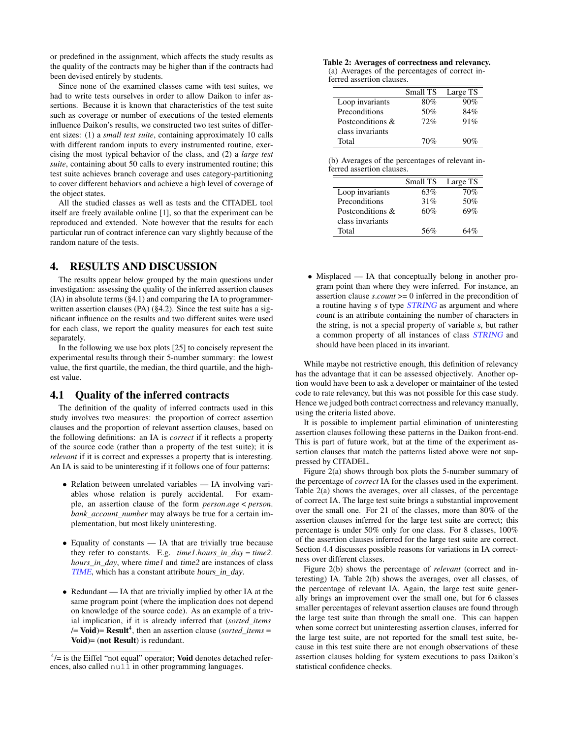or predefined in the assignment, which affects the study results as the quality of the contracts may be higher than if the contracts had been devised entirely by students.

Since none of the examined classes came with test suites, we had to write tests ourselves in order to allow Daikon to infer assertions. Because it is known that characteristics of the test suite such as coverage or number of executions of the tested elements influence Daikon's results, we constructed two test suites of different sizes: (1) a *small test suite*, containing approximately 10 calls with different random inputs to every instrumented routine, exercising the most typical behavior of the class, and (2) a *large test suite*, containing about 50 calls to every instrumented routine; this test suite achieves branch coverage and uses category-partitioning to cover different behaviors and achieve a high level of coverage of the object states.

All the studied classes as well as tests and the CITADEL tool itself are freely available online [1], so that the experiment can be reproduced and extended. Note however that the results for each particular run of contract inference can vary slightly because of the random nature of the tests.

## 4. RESULTS AND DISCUSSION

The results appear below grouped by the main questions under investigation: assessing the quality of the inferred assertion clauses (IA) in absolute terms (§4.1) and comparing the IA to programmer-written assertion clauses (PA) (§4.2). Since the test suite has a significant influence on the results and two different suites were used for each class, we report the quality measures for each test suite separately.

In the following we use box plots [25] to concisely represent the experimental results through their 5-number summary: the lowest value, the first quartile, the median, the third quartile, and the highest value.

### 4.1 Quality of the inferred contracts

The definition of the quality of inferred contracts used in this study involves two measures: the proportion of correct assertion clauses and the proportion of relevant assertion clauses, based on the following definitions: an IA is *correct* if it reflects a property of the source code (rather than a property of the test suite); it is *relevant* if it is correct and expresses a property that is interesting. An IA is said to be uninteresting if it follows one of four patterns:

- Relation between unrelated variables — IA involving variables whose relation is purely accidental. For example, an assertion clause of the form *person.age* < *person.bank_account_number* may always be true for a certain implementation, but most likely uninteresting.
- Equality of constants — IA that are trivially true because they refer to constants. E.g. *time1.hours_in_day* = *time2.hours_in_day*, where time1 and time2 are instances of class *TIME*, which has a constant attribute hours_in_day.
- Redundant — IA that are trivially implied by other IA at the same program point (where the implication does not depend on knowledge of the source code). As an example of a trivial implication, if it is already inferred that (*sorted_items* /= **Void**)= **Result**[4], then an assertion clause (*sorted_items* = **Void**)= (**not Result**) is redundant.
- Misplaced — IA that conceptually belong in another program point than where they were inferred. For instance, an assertion clause *s.count* >= 0 inferred in the precondition of a routine having *s* of type *STRING* as argument and where count is an attribute containing the number of characters in the string, is not a special property of variable *s*, but rather a common property of all instances of class *STRING* and should have been placed in its invariant.

[4] /= is the Eiffel "not equal" operator; **Void** denotes detached references, also called `null` in other programming languages.

**Table 2: Averages of correctness and relevancy.**

(a) Averages of the percentages of correct inferred assertion clauses.

| | Small TS | Large TS |
|---|---|---|
| Loop invariants | 80% | 90% |
| Preconditions | 50% | 84% |
| Postconditions & class invariants | 72% | 91% |
| Total | 70% | 90% |

(b) Averages of the percentages of relevant inferred assertion clauses.

| | Small TS | Large TS |
|---|---|---|
| Loop invariants | 63% | 70% |
| Preconditions | 31% | 50% |
| Postconditions & class invariants | 60% | 69% |
| Total | 56% | 64% |

While maybe not restrictive enough, this definition of relevancy has the advantage that it can be assessed objectively. Another option would have been to ask a developer or maintainer of the tested code to rate relevancy, but this was not possible for this case study. Hence we judged both contract correctness and relevancy manually, using the criteria listed above.

It is possible to implement partial elimination of uninteresting assertion clauses following these patterns in the Daikon front-end. This is part of future work, but at the time of the experiment assertion clauses that match the patterns listed above were not suppressed by CITADEL.

Figure 2(a) shows through box plots the 5-number summary of the percentage of *correct* IA for the classes used in the experiment. Table 2(a) shows the averages, over all classes, of the percentage of correct IA. The large test suite brings a substantial improvement over the small one. For 21 of the classes, more than 80% of the assertion clauses inferred for the large test suite are correct; this percentage is under 50% only for one class. For 8 classes, 100% of the assertion clauses inferred for the large test suite are correct. Section 4.4 discusses possible reasons for variations in IA correctness over different classes.

Figure 2(b) shows the percentage of *relevant* (correct and interesting) IA. Table 2(b) shows the averages, over all classes, of the percentage of relevant IA. Again, the large test suite generally brings an improvement over the small one, but for 6 classes smaller percentages of relevant assertion clauses are found through the large test suite than through the small one. This can happen when some correct but uninteresting assertion clauses, inferred for the large test suite, are not reported for the small test suite, because in this test suite there are not enough observations of these assertion clauses holding for system executions to pass Daikon's statistical confidence checks.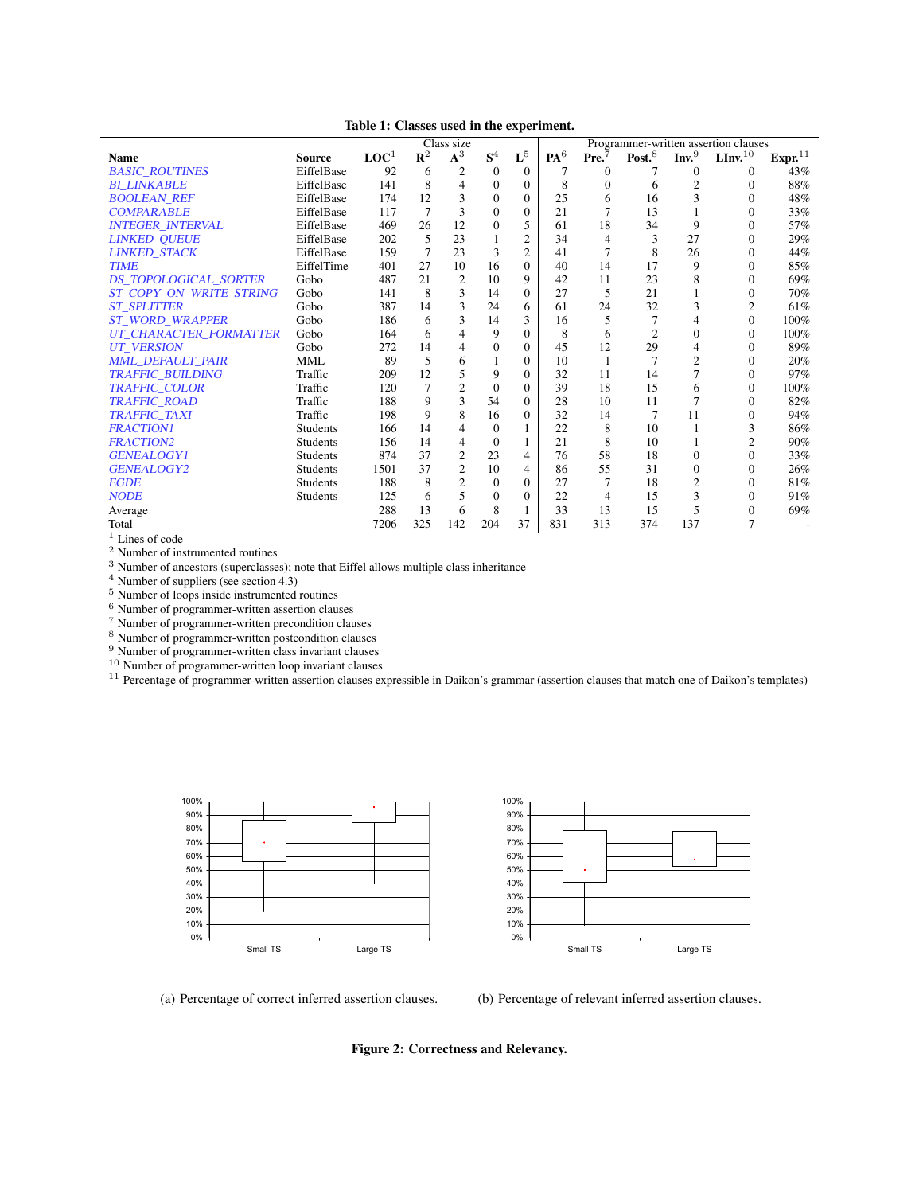**Table 1: Classes used in the experiment.**

| Name | Source | Class size | | | | | Programmer-written assertion clauses | | | | | |
|---|---|---|---|---|---|---|---|---|---|---|---|---|
| | | LOC[1] | R[2] | A[3] | S[4] | L[5] | PA[6] | Pre.[7] | Post.[8] | Inv.[9] | LInv.[10] | Expr.[11] |
| BASIC_ROUTINES | EiffelBase | 92 | 6 | 2 | 0 | 0 | 7 | 0 | 7 | 0 | 0 | 43% |
| BI_LINKABLE | EiffelBase | 141 | 8 | 4 | 0 | 0 | 8 | 0 | 6 | 2 | 0 | 88% |
| BOOLEAN_REF | EiffelBase | 174 | 12 | 3 | 0 | 0 | 25 | 6 | 16 | 3 | 0 | 48% |
| COMPARABLE | EiffelBase | 117 | 7 | 3 | 0 | 0 | 21 | 7 | 13 | 1 | 0 | 33% |
| INTEGER_INTERVAL | EiffelBase | 469 | 26 | 12 | 0 | 5 | 61 | 18 | 34 | 9 | 0 | 57% |
| LINKED_QUEUE | EiffelBase | 202 | 5 | 23 | 1 | 2 | 34 | 4 | 3 | 27 | 0 | 29% |
| LINKED_STACK | EiffelBase | 159 | 7 | 23 | 3 | 2 | 41 | 7 | 8 | 26 | 0 | 44% |
| TIME | EiffelTime | 401 | 27 | 10 | 16 | 0 | 40 | 14 | 17 | 9 | 0 | 85% |
| DS_TOPOLOGICAL_SORTER | Gobo | 487 | 21 | 2 | 10 | 9 | 42 | 11 | 23 | 8 | 0 | 69% |
| ST_COPY_ON_WRITE_STRING | Gobo | 141 | 8 | 3 | 14 | 0 | 27 | 5 | 21 | 1 | 0 | 70% |
| ST_SPLITTER | Gobo | 387 | 14 | 3 | 24 | 6 | 61 | 24 | 32 | 3 | 2 | 61% |
| ST_WORD_WRAPPER | Gobo | 186 | 6 | 3 | 14 | 3 | 16 | 5 | 7 | 4 | 0 | 100% |
| UT_CHARACTER_FORMATTER | Gobo | 164 | 6 | 4 | 9 | 0 | 8 | 6 | 2 | 0 | 0 | 100% |
| UT_VERSION | Gobo | 272 | 14 | 4 | 0 | 0 | 45 | 12 | 29 | 4 | 0 | 89% |
| MML_DEFAULT_PAIR | MML | 89 | 5 | 6 | 1 | 0 | 10 | 1 | 7 | 2 | 0 | 20% |
| TRAFFIC_BUILDING | Traffic | 209 | 12 | 5 | 9 | 0 | 32 | 11 | 14 | 7 | 0 | 97% |
| TRAFFIC_COLOR | Traffic | 120 | 7 | 2 | 0 | 0 | 39 | 18 | 15 | 6 | 0 | 100% |
| TRAFFIC_ROAD | Traffic | 188 | 9 | 3 | 54 | 0 | 28 | 10 | 11 | 7 | 0 | 82% |
| TRAFFIC_TAXI | Traffic | 198 | 9 | 8 | 16 | 0 | 32 | 14 | 7 | 11 | 0 | 94% |
| FRACTION1 | Students | 166 | 14 | 4 | 0 | 1 | 22 | 8 | 10 | 1 | 3 | 86% |
| FRACTION2 | Students | 156 | 14 | 4 | 0 | 1 | 21 | 8 | 10 | 1 | 2 | 90% |
| GENEALOGY1 | Students | 874 | 37 | 2 | 23 | 4 | 76 | 58 | 18 | 0 | 0 | 33% |
| GENEALOGY2 | Students | 1501 | 37 | 2 | 10 | 4 | 86 | 55 | 31 | 0 | 0 | 26% |
| EGDE | Students | 188 | 8 | 2 | 0 | 0 | 27 | 7 | 18 | 2 | 0 | 81% |
| NODE | Students | 125 | 6 | 5 | 0 | 0 | 22 | 4 | 15 | 3 | 0 | 91% |
| Average | | 288 | 13 | 6 | 8 | 1 | 33 | 13 | 15 | 5 | 0 | 69% |
| Total | | 7206 | 325 | 142 | 204 | 37 | 831 | 313 | 374 | 137 | 7 | - |

[1] Lines of code
[2] Number of instrumented routines
[3] Number of ancestors (superclasses); note that Eiffel allows multiple class inheritance
[4] Number of suppliers (see section 4.3)
[5] Number of loops inside instrumented routines
[6] Number of programmer-written assertion clauses
[7] Number of programmer-written precondition clauses
[8] Number of programmer-written postcondition clauses
[9] Number of programmer-written class invariant clauses
[10] Number of programmer-written loop invariant clauses
[11] Percentage of programmer-written assertion clauses expressible in Daikon's grammar (assertion clauses that match one of Daikon's templates)

(a) Percentage of correct inferred assertion clauses.

(b) Percentage of relevant inferred assertion clauses.

**Figure 2: Correctness and Relevancy.**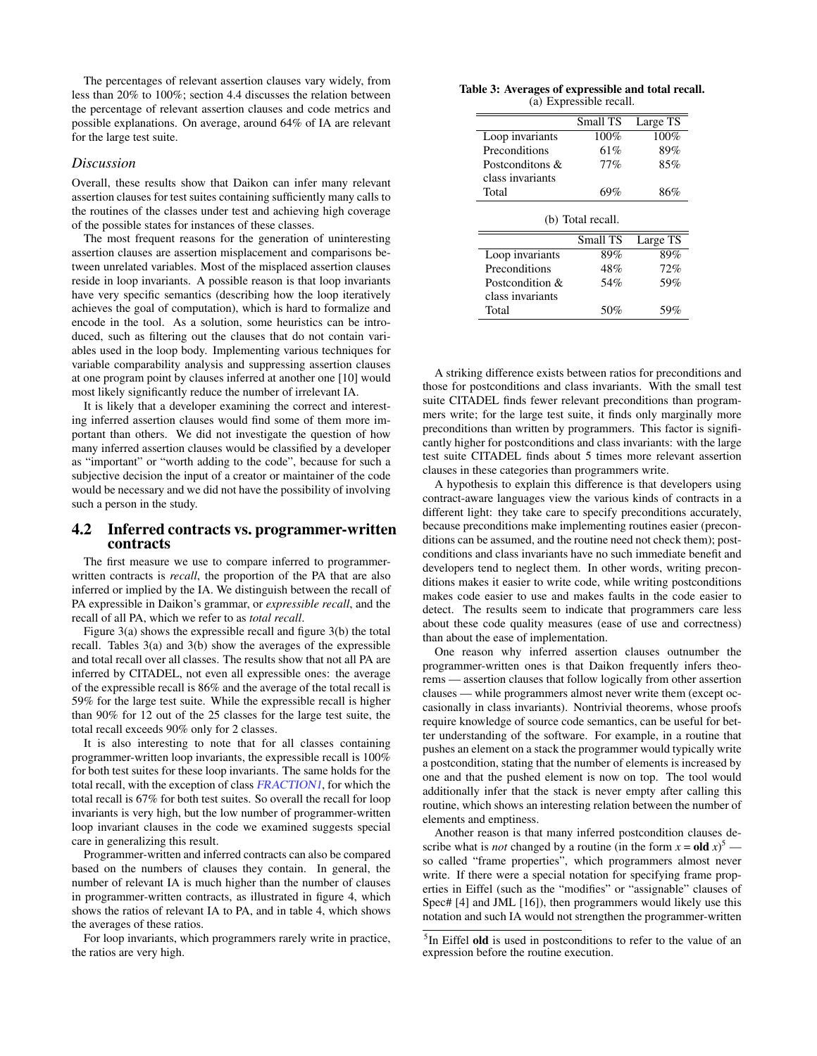The percentages of relevant assertion clauses vary widely, from less than 20% to 100%; section 4.4 discusses the relation between the percentage of relevant assertion clauses and code metrics and possible explanations. On average, around 64% of IA are relevant for the large test suite.

### Discussion

Overall, these results show that Daikon can infer many relevant assertion clauses for test suites containing sufficiently many calls to the routines of the classes under test and achieving high coverage of the possible states for instances of these classes.

The most frequent reasons for the generation of uninteresting assertion clauses are assertion misplacement and comparisons between unrelated variables. Most of the misplaced assertion clauses reside in loop invariants. A possible reason is that loop invariants have very specific semantics (describing how the loop iteratively achieves the goal of computation), which is hard to formalize and encode in the tool. As a solution, some heuristics can be introduced, such as filtering out the clauses that do not contain variables used in the loop body. Implementing various techniques for variable comparability analysis and suppressing assertion clauses at one program point by clauses inferred at another one [10] would most likely significantly reduce the number of irrelevant IA.

It is likely that a developer examining the correct and interesting inferred assertion clauses would find some of them more important than others. We did not investigate the question of how many inferred assertion clauses would be classified by a developer as "important" or "worth adding to the code", because for such a subjective decision the input of a creator or maintainer of the code would be necessary and we did not have the possibility of involving such a person in the study.

## 4.2 Inferred contracts vs. programmer-written contracts

The first measure we use to compare inferred to programmer-written contracts is *recall*, the proportion of the PA that are also inferred or implied by the IA. We distinguish between the recall of PA expressible in Daikon's grammar, or *expressible recall*, and the recall of all PA, which we refer to as *total recall*.

Figure 3(a) shows the expressible recall and figure 3(b) the total recall. Tables 3(a) and 3(b) show the averages of the expressible and total recall over all classes. The results show that not all PA are inferred by CITADEL, not even all expressible ones: the average of the expressible recall is 86% and the average of the total recall is 59% for the large test suite. While the expressible recall is higher than 90% for 12 out of the 25 classes for the large test suite, the total recall exceeds 90% only for 2 classes.

It is also interesting to note that for all classes containing programmer-written loop invariants, the expressible recall is 100% for both test suites for these loop invariants. The same holds for the total recall, with the exception of class *FRACTION1*, for which the total recall is 67% for both test suites. So overall the recall for loop invariants is very high, but the low number of programmer-written loop invariant clauses in the code we examined suggests special care in generalizing this result.

Programmer-written and inferred contracts can also be compared based on the numbers of clauses they contain. In general, the number of relevant IA is much higher than the number of clauses in programmer-written contracts, as illustrated in figure 4, which shows the ratios of relevant IA to PA, and in table 4, which shows the averages of these ratios.

For loop invariants, which programmers rarely write in practice, the ratios are very high.

**Table 3: Averages of expressible and total recall.**

(a) Expressible recall.

| | Small TS | Large TS |
|---|---|---|
| Loop invariants | 100% | 100% |
| Preconditions | 61% | 89% |
| Postconditons & class invariants | 77% | 85% |
| Total | 69% | 86% |

(b) Total recall.

| | Small TS | Large TS |
|---|---|---|
| Loop invariants | 89% | 89% |
| Preconditions | 48% | 72% |
| Postcondition & class invariants | 54% | 59% |
| Total | 50% | 59% |

A striking difference exists between ratios for preconditions and those for postconditions and class invariants. With the small test suite CITADEL finds fewer relevant preconditions than programmers write; for the large test suite, it finds only marginally more preconditions than written by programmers. This factor is significantly higher for postconditions and class invariants: with the large test suite CITADEL finds about 5 times more relevant assertion clauses in these categories than programmers write.

A hypothesis to explain this difference is that developers using contract-aware languages view the various kinds of contracts in a different light: they take care to specify preconditions accurately, because preconditions make implementing routines easier (preconditions can be assumed, and the routine need not check them); postconditions and class invariants have no such immediate benefit and developers tend to neglect them. In other words, writing preconditions makes it easier to write code, while writing postconditions makes code easier to use and makes faults in the code easier to detect. The results seem to indicate that programmers care less about these code quality measures (ease of use and correctness) than about the ease of implementation.

One reason why inferred assertion clauses outnumber the programmer-written ones is that Daikon frequently infers theorems — assertion clauses that follow logically from other assertion clauses — while programmers almost never write them (except occasionally in class invariants). Nontrivial theorems, whose proofs require knowledge of source code semantics, can be useful for better understanding of the software. For example, in a routine that pushes an element on a stack the programmer would typically write a postcondition, stating that the number of elements is increased by one and that the pushed element is now on top. The tool would additionally infer that the stack is never empty after calling this routine, which shows an interesting relation between the number of elements and emptiness.

Another reason is that many inferred postcondition clauses describe what is *not* changed by a routine (in the form $x$ = **old** $x$)[5] — so called "frame properties", which programmers almost never write. If there were a special notation for specifying frame properties in Eiffel (such as the "modifies" or "assignable" clauses of Spec# [4] and JML [16]), then programmers would likely use this notation and such IA would not strengthen the programmer-written

[5] In Eiffel **old** is used in postconditions to refer to the value of an expression before the routine execution.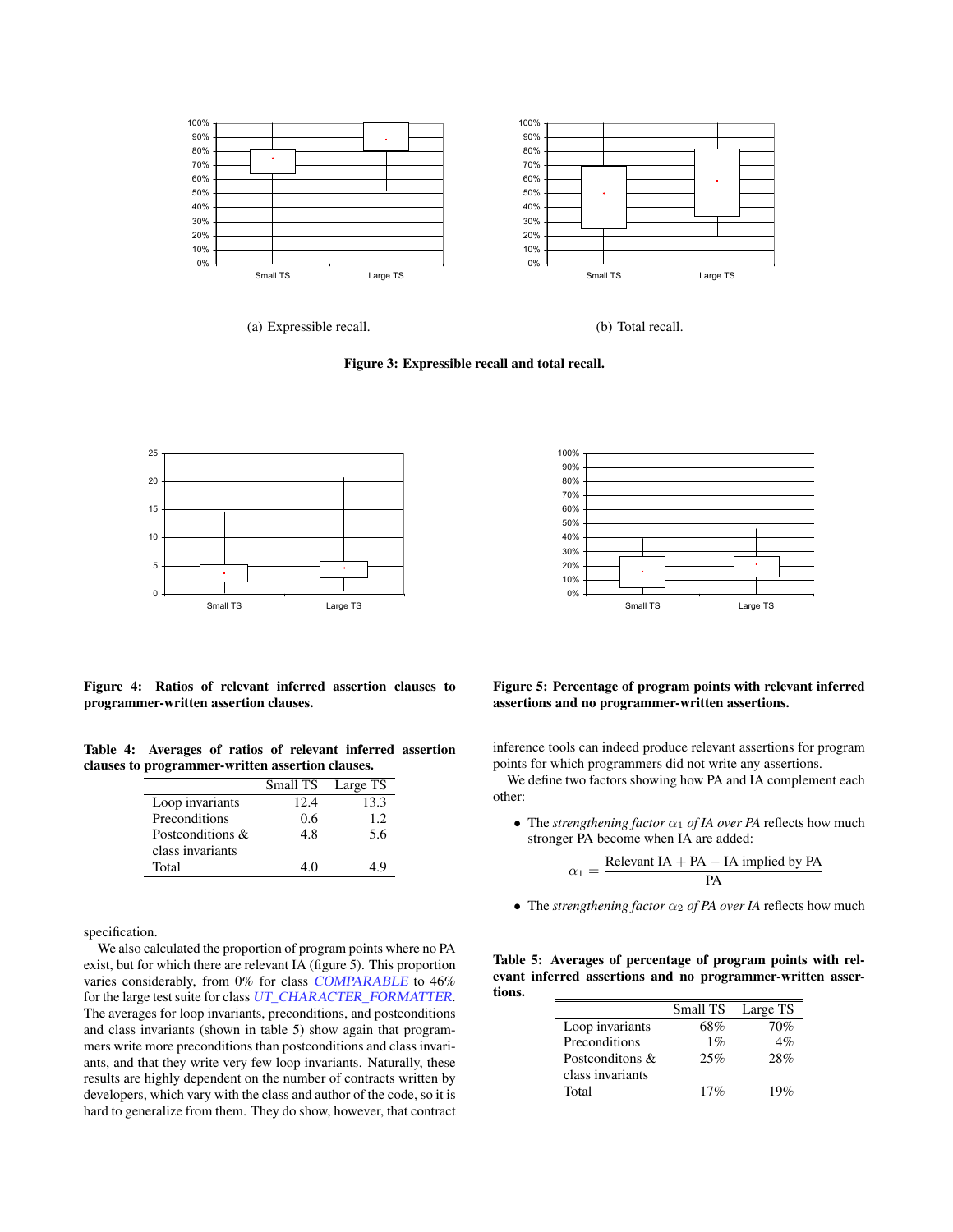(a) Expressible recall.

(b) Total recall.

**Figure 3: Expressible recall and total recall.**

**Figure 4: Ratios of relevant inferred assertion clauses to programmer-written assertion clauses.**

**Figure 5: Percentage of program points with relevant inferred assertions and no programmer-written assertions.**

**Table 4: Averages of ratios of relevant inferred assertion clauses to programmer-written assertion clauses.**

| | Small TS | Large TS |
|---|---|---|
| Loop invariants | 12.4 | 13.3 |
| Preconditions | 0.6 | 1.2 |
| Postconditions & class invariants | 4.8 | 5.6 |
| Total | 4.0 | 4.9 |

specification.

We also calculated the proportion of program points where no PA exist, but for which there are relevant IA (figure 5). This proportion varies considerably, from 0% for class *COMPARABLE* to 46% for the large test suite for class *UT_CHARACTER_FORMATTER*. The averages for loop invariants, preconditions, and postconditions and class invariants (shown in table 5) show again that programmers write more preconditions than postconditions and class invariants, and that they write very few loop invariants. Naturally, these results are highly dependent on the number of contracts written by developers, which vary with the class and author of the code, so it is hard to generalize from them. They do show, however, that contract inference tools can indeed produce relevant assertions for program points for which programmers did not write any assertions.

We define two factors showing how PA and IA complement each other:

- The *strengthening factor* $\alpha_1$ *of IA over PA* reflects how much stronger PA become when IA are added:

$$\alpha_1 = \frac{\text{Relevant IA} + \text{PA} - \text{IA implied by PA}}{\text{PA}}$$

- The *strengthening factor* $\alpha_2$ *of PA over IA* reflects how much

**Table 5: Averages of percentage of program points with relevant inferred assertions and no programmer-written assertions.**

| | Small TS | Large TS |
|---|---|---|
| Loop invariants | 68% | 70% |
| Preconditions | 1% | 4% |
| Postconditons & class invariants | 25% | 28% |
| Total | 17% | 19% |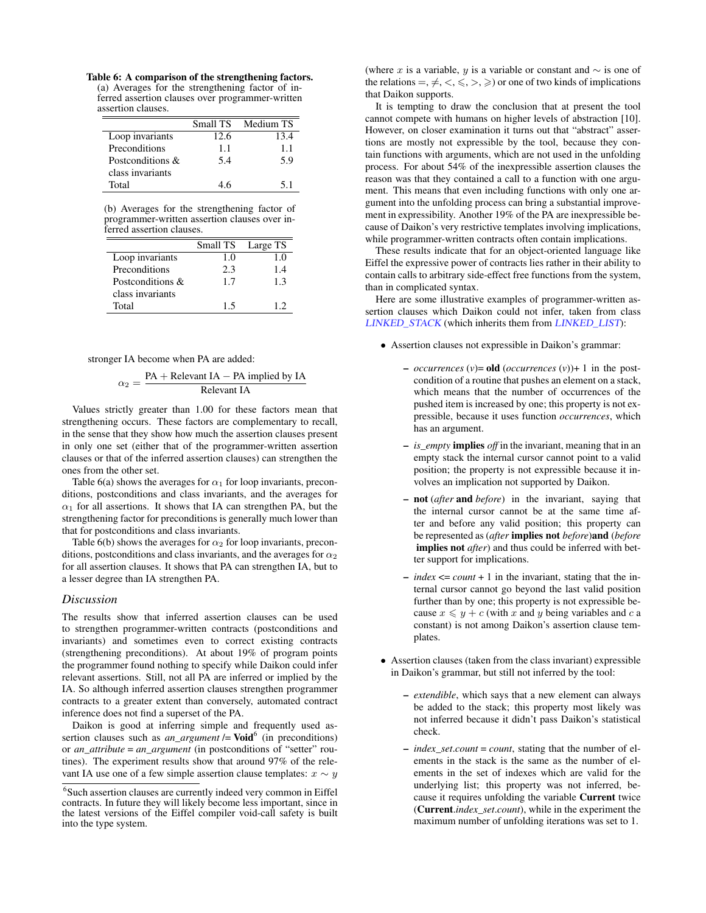**Table 6: A comparison of the strengthening factors.**

(a) Averages for the strengthening factor of inferred assertion clauses over programmer-written assertion clauses.

| | Small TS | Medium TS |
|---|---|---|
| Loop invariants | 12.6 | 13.4 |
| Preconditions | 1.1 | 1.1 |
| Postconditions & class invariants | 5.4 | 5.9 |
| Total | 4.6 | 5.1 |

(b) Averages for the strengthening factor of programmer-written assertion clauses over inferred assertion clauses.

| | Small TS | Large TS |
|---|---|---|
| Loop invariants | 1.0 | 1.0 |
| Preconditions | 2.3 | 1.4 |
| Postconditions & class invariants | 1.7 | 1.3 |
| Total | 1.5 | 1.2 |

stronger IA become when PA are added:

$$\alpha_2 = \frac{\text{PA} + \text{Relevant IA} - \text{PA implied by IA}}{\text{Relevant IA}}$$

Values strictly greater than 1.00 for these factors mean that strengthening occurs. These factors are complementary to recall, in the sense that they show how much the assertion clauses present in only one set (either that of the programmer-written assertion clauses or that of the inferred assertion clauses) can strengthen the ones from the other set.

Table 6(a) shows the averages for $\alpha_1$ for loop invariants, preconditions, postconditions and class invariants, and the averages for $\alpha_1$ for all assertions. It shows that IA can strengthen PA, but the strengthening factor for preconditions is generally much lower than that for postconditions and class invariants.

Table 6(b) shows the averages for $\alpha_2$ for loop invariants, preconditions, postconditions and class invariants, and the averages for $\alpha_2$ for all assertion clauses. It shows that PA can strengthen IA, but to a lesser degree than IA strengthen PA.

### *Discussion*

The results show that inferred assertion clauses can be used to strengthen programmer-written contracts (postconditions and invariants) and sometimes even to correct existing contracts (strengthening preconditions). At about 19% of program points the programmer found nothing to specify while Daikon could infer relevant assertions. Still, not all PA are inferred or implied by the IA. So although inferred assertion clauses strengthen programmer contracts to a greater extent than conversely, automated contract inference does not find a superset of the PA.

Daikon is good at inferring simple and frequently used assertion clauses such as *an_argument* /= **Void**[6] (in preconditions) or *an_attribute* = *an_argument* (in postconditions of "setter" routines). The experiment results show that around 97% of the relevant IA use one of a few simple assertion clause templates: $x \sim y$ (where $x$ is a variable, $y$ is a variable or constant and $\sim$ is one of the relations $=, \neq, <, \leqslant, >, \geqslant$) or one of two kinds of implications that Daikon supports.

[6] Such assertion clauses are currently indeed very common in Eiffel contracts. In future they will likely become less important, since in the latest versions of the Eiffel compiler void-call safety is built into the type system.

It is tempting to draw the conclusion that at present the tool cannot compete with humans on higher levels of abstraction [10]. However, on closer examination it turns out that "abstract" assertions are mostly not expressible by the tool, because they contain functions with arguments, which are not used in the unfolding process. For about 54% of the inexpressible assertion clauses the reason was that they contained a call to a function with one argument. This means that even including functions with only one argument into the unfolding process can bring a substantial improvement in expressibility. Another 19% of the PA are inexpressible because of Daikon's very restrictive templates involving implications, while programmer-written contracts often contain implications.

These results indicate that for an object-oriented language like Eiffel the expressive power of contracts lies rather in their ability to contain calls to arbitrary side-effect free functions from the system, than in complicated syntax.

Here are some illustrative examples of programmer-written assertion clauses which Daikon could not infer, taken from class *LINKED_STACK* (which inherits them from *LINKED_LIST*):

- Assertion clauses not expressible in Daikon's grammar:
  - *occurrences* (*v*)= **old** (*occurrences* (*v*))+ 1 in the postcondition of a routine that pushes an element on a stack, which means that the number of occurrences of the pushed item is increased by one; this property is not expressible, because it uses function *occurrences*, which has an argument.
  - *is_empty* **implies** *off* in the invariant, meaning that in an empty stack the internal cursor cannot point to a valid position; the property is not expressible because it involves an implication not supported by Daikon.
  - **not** (*after* **and** *before*) in the invariant, saying that the internal cursor cannot be at the same time after and before any valid position; this property can be represented as (*after* **implies not** *before*)**and** (*before* **implies not** *after*) and thus could be inferred with better support for implications.
  - *index* <= *count* + 1 in the invariant, stating that the internal cursor cannot go beyond the last valid position further than by one; this property is not expressible because $x \leqslant y + c$ (with $x$ and $y$ being variables and $c$ a constant) is not among Daikon's assertion clause templates.
- Assertion clauses (taken from the class invariant) expressible in Daikon's grammar, but still not inferred by the tool:
  - *extendible*, which says that a new element can always be added to the stack; this property most likely was not inferred because it didn't pass Daikon's statistical check.
  - *index_set*.*count* = *count*, stating that the number of elements in the stack is the same as the number of elements in the set of indexes which are valid for the underlying list; this property was not inferred, because it requires unfolding the variable **Current** twice (**Current**.*index_set*.*count*), while in the experiment the maximum number of unfolding iterations was set to 1.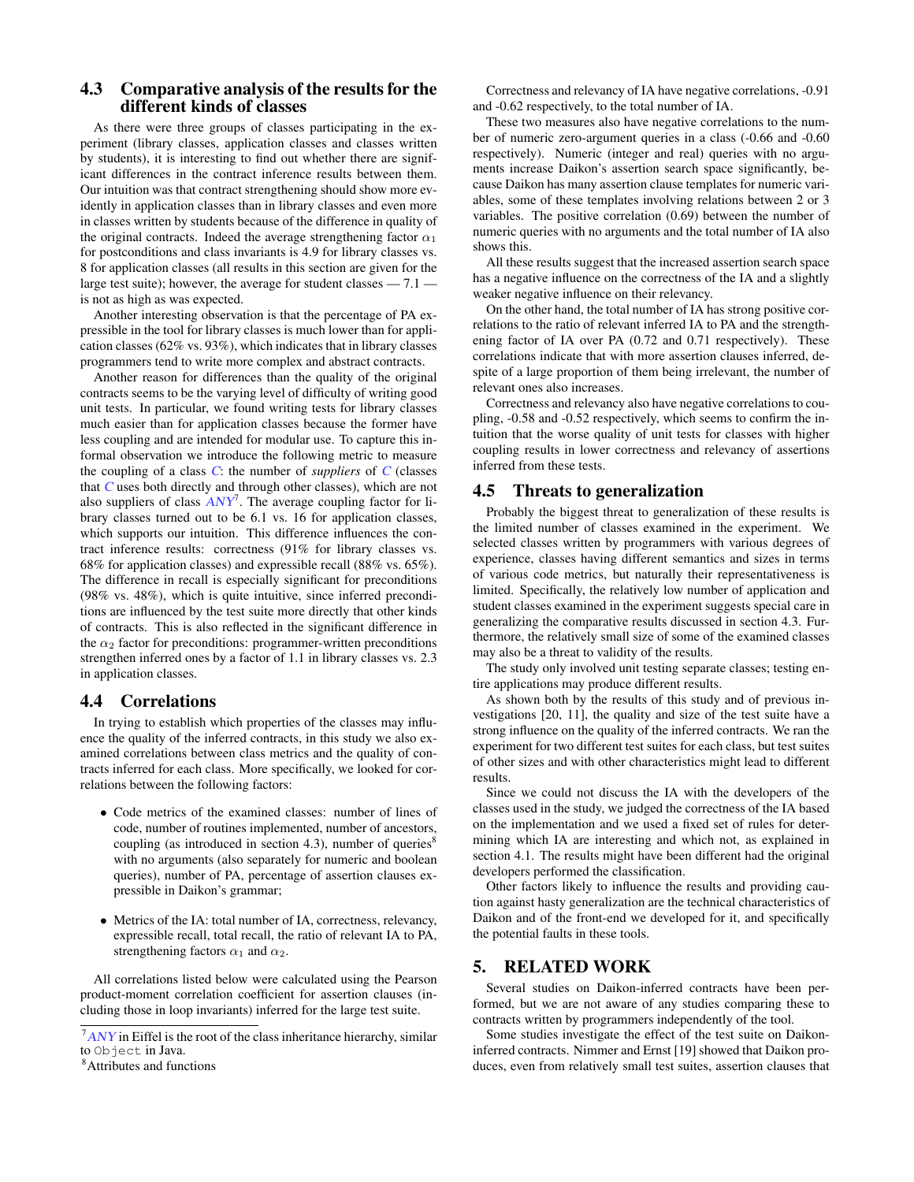### 4.3 Comparative analysis of the results for the different kinds of classes

As there were three groups of classes participating in the experiment (library classes, application classes and classes written by students), it is interesting to find out whether there are significant differences in the contract inference results between them. Our intuition was that contract strengthening should show more evidently in application classes than in library classes and even more in classes written by students because of the difference in quality of the original contracts. Indeed the average strengthening factor $\alpha_1$ for postconditions and class invariants is 4.9 for library classes vs. 8 for application classes (all results in this section are given for the large test suite); however, the average for student classes — 7.1 — is not as high as was expected.

Another interesting observation is that the percentage of PA expressible in the tool for library classes is much lower than for application classes (62% vs. 93%), which indicates that in library classes programmers tend to write more complex and abstract contracts.

Another reason for differences than the quality of the original contracts seems to be the varying level of difficulty of writing good unit tests. In particular, we found writing tests for library classes much easier than for application classes because the former have less coupling and are intended for modular use. To capture this informal observation we introduce the following metric to measure the coupling of a class *C*: the number of *suppliers* of *C* (classes that *C* uses both directly and through other classes), which are not also suppliers of class *ANY*[7]. The average coupling factor for library classes turned out to be 6.1 vs. 16 for application classes, which supports our intuition. This difference influences the contract inference results: correctness (91% for library classes vs. 68% for application classes) and expressible recall (88% vs. 65%). The difference in recall is especially significant for preconditions (98% vs. 48%), which is quite intuitive, since inferred preconditions are influenced by the test suite more directly that other kinds of contracts. This is also reflected in the significant difference in the $\alpha_2$ factor for preconditions: programmer-written preconditions strengthen inferred ones by a factor of 1.1 in library classes vs. 2.3 in application classes.

### 4.4 Correlations

In trying to establish which properties of the classes may influence the quality of the inferred contracts, in this study we also examined correlations between class metrics and the quality of contracts inferred for each class. More specifically, we looked for correlations between the following factors:

- Code metrics of the examined classes: number of lines of code, number of routines implemented, number of ancestors, coupling (as introduced in section 4.3), number of queries[8] with no arguments (also separately for numeric and boolean queries), number of PA, percentage of assertion clauses expressible in Daikon's grammar;
- Metrics of the IA: total number of IA, correctness, relevancy, expressible recall, total recall, the ratio of relevant IA to PA, strengthening factors $\alpha_1$ and $\alpha_2$.

All correlations listed below were calculated using the Pearson product-moment correlation coefficient for assertion clauses (including those in loop invariants) inferred for the large test suite.

Correctness and relevancy of IA have negative correlations, -0.91 and -0.62 respectively, to the total number of IA.

These two measures also have negative correlations to the number of numeric zero-argument queries in a class (-0.66 and -0.60 respectively). Numeric (integer and real) queries with no arguments increase Daikon's assertion search space significantly, because Daikon has many assertion clause templates for numeric variables, some of these templates involving relations between 2 or 3 variables. The positive correlation (0.69) between the number of numeric queries with no arguments and the total number of IA also shows this.

All these results suggest that the increased assertion search space has a negative influence on the correctness of the IA and a slightly weaker negative influence on their relevancy.

On the other hand, the total number of IA has strong positive correlations to the ratio of relevant inferred IA to PA and the strengthening factor of IA over PA (0.72 and 0.71 respectively). These correlations indicate that with more assertion clauses inferred, despite of a large proportion of them being irrelevant, the number of relevant ones also increases.

Correctness and relevancy also have negative correlations to coupling, -0.58 and -0.52 respectively, which seems to confirm the intuition that the worse quality of unit tests for classes with higher coupling results in lower correctness and relevancy of assertions inferred from these tests.

### 4.5 Threats to generalization

Probably the biggest threat to generalization of these results is the limited number of classes examined in the experiment. We selected classes written by programmers with various degrees of experience, classes having different semantics and sizes in terms of various code metrics, but naturally their representativeness is limited. Specifically, the relatively low number of application and student classes examined in the experiment suggests special care in generalizing the comparative results discussed in section 4.3. Furthermore, the relatively small size of some of the examined classes may also be a threat to validity of the results.

The study only involved unit testing separate classes; testing entire applications may produce different results.

As shown both by the results of this study and of previous investigations [20, 11], the quality and size of the test suite have a strong influence on the quality of the inferred contracts. We ran the experiment for two different test suites for each class, but test suites of other sizes and with other characteristics might lead to different results.

Since we could not discuss the IA with the developers of the classes used in the study, we judged the correctness of the IA based on the implementation and we used a fixed set of rules for determining which IA are interesting and which not, as explained in section 4.1. The results might have been different had the original developers performed the classification.

Other factors likely to influence the results and providing caution against hasty generalization are the technical characteristics of Daikon and of the front-end we developed for it, and specifically the potential faults in these tools.

## 5. RELATED WORK

Several studies on Daikon-inferred contracts have been performed, but we are not aware of any studies comparing these to contracts written by programmers independently of the tool.

Some studies investigate the effect of the test suite on Daikon-inferred contracts. Nimmer and Ernst [19] showed that Daikon produces, even from relatively small test suites, assertion clauses that

---

[7] *ANY* in Eiffel is the root of the class inheritance hierarchy, similar to `Object` in Java.

[8] Attributes and functions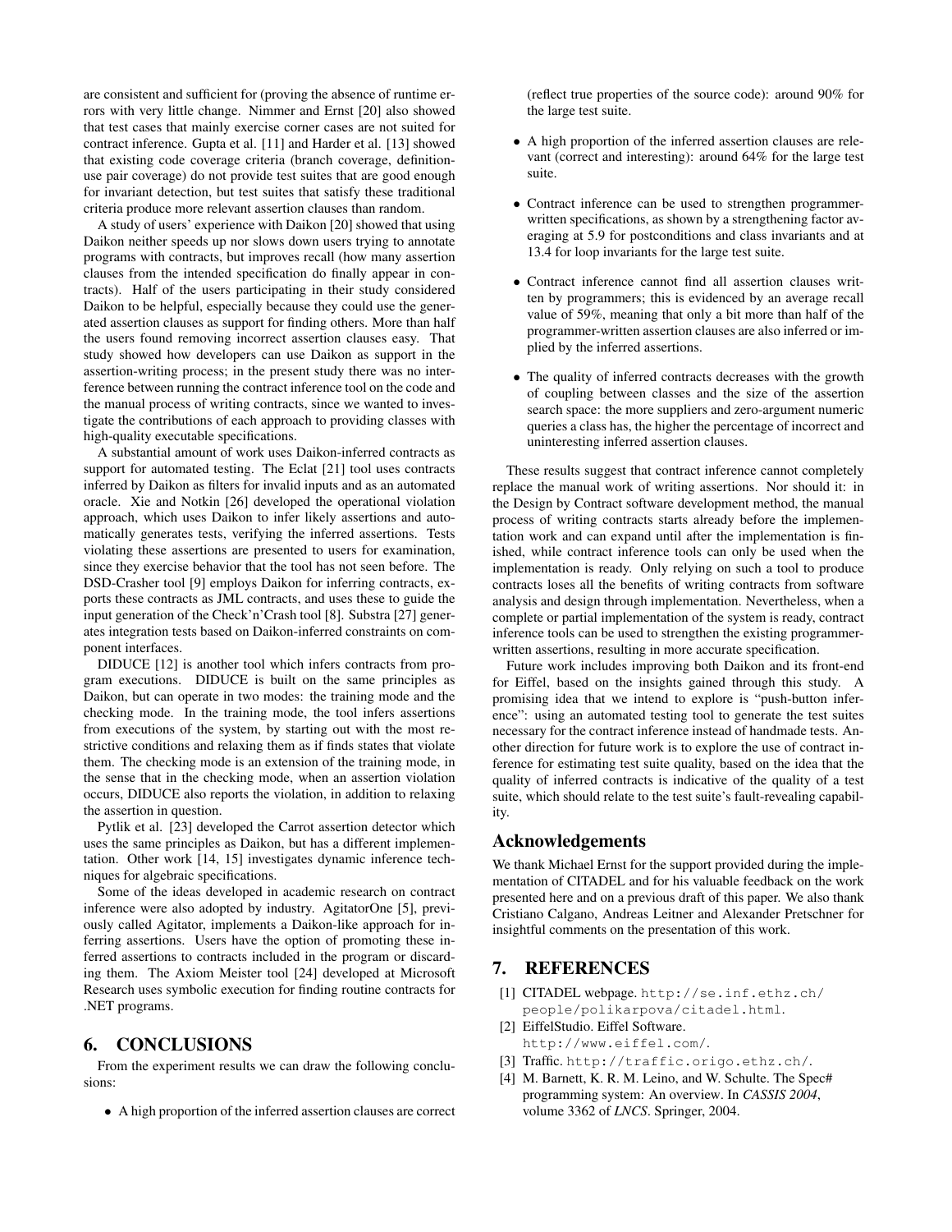are consistent and sufficient for (proving the absence of runtime errors with very little change. Nimmer and Ernst [20] also showed that test cases that mainly exercise corner cases are not suited for contract inference. Gupta et al. [11] and Harder et al. [13] showed that existing code coverage criteria (branch coverage, definition-use pair coverage) do not provide test suites that are good enough for invariant detection, but test suites that satisfy these traditional criteria produce more relevant assertion clauses than random.

A study of users' experience with Daikon [20] showed that using Daikon neither speeds up nor slows down users trying to annotate programs with contracts, but improves recall (how many assertion clauses from the intended specification do finally appear in contracts). Half of the users participating in their study considered Daikon to be helpful, especially because they could use the generated assertion clauses as support for finding others. More than half the users found removing incorrect assertion clauses easy. That study showed how developers can use Daikon as support in the assertion-writing process; in the present study there was no interference between running the contract inference tool on the code and the manual process of writing contracts, since we wanted to investigate the contributions of each approach to providing classes with high-quality executable specifications.

A substantial amount of work uses Daikon-inferred contracts as support for automated testing. The Eclat [21] tool uses contracts inferred by Daikon as filters for invalid inputs and as an automated oracle. Xie and Notkin [26] developed the operational violation approach, which uses Daikon to infer likely assertions and automatically generates tests, verifying the inferred assertions. Tests violating these assertions are presented to users for examination, since they exercise behavior that the tool has not seen before. The DSD-Crasher tool [9] employs Daikon for inferring contracts, exports these contracts as JML contracts, and uses these to guide the input generation of the Check'n'Crash tool [8]. Substra [27] generates integration tests based on Daikon-inferred constraints on component interfaces.

DIDUCE [12] is another tool which infers contracts from program executions. DIDUCE is built on the same principles as Daikon, but can operate in two modes: the training mode and the checking mode. In the training mode, the tool infers assertions from executions of the system, by starting out with the most restrictive conditions and relaxing them as if finds states that violate them. The checking mode is an extension of the training mode, in the sense that in the checking mode, when an assertion violation occurs, DIDUCE also reports the violation, in addition to relaxing the assertion in question.

Pytlik et al. [23] developed the Carrot assertion detector which uses the same principles as Daikon, but has a different implementation. Other work [14, 15] investigates dynamic inference techniques for algebraic specifications.

Some of the ideas developed in academic research on contract inference were also adopted by industry. AgitatorOne [5], previously called Agitator, implements a Daikon-like approach for inferring assertions. Users have the option of promoting these inferred assertions to contracts included in the program or discarding them. The Axiom Meister tool [24] developed at Microsoft Research uses symbolic execution for finding routine contracts for .NET programs.

## 6. CONCLUSIONS

From the experiment results we can draw the following conclusions:

- A high proportion of the inferred assertion clauses are correct (reflect true properties of the source code): around 90% for the large test suite.
- A high proportion of the inferred assertion clauses are relevant (correct and interesting): around 64% for the large test suite.
- Contract inference can be used to strengthen programmer-written specifications, as shown by a strengthening factor averaging at 5.9 for postconditions and class invariants and at 13.4 for loop invariants for the large test suite.
- Contract inference cannot find all assertion clauses written by programmers; this is evidenced by an average recall value of 59%, meaning that only a bit more than half of the programmer-written assertion clauses are also inferred or implied by the inferred assertions.
- The quality of inferred contracts decreases with the growth of coupling between classes and the size of the assertion search space: the more suppliers and zero-argument numeric queries a class has, the higher the percentage of incorrect and uninteresting inferred assertion clauses.

These results suggest that contract inference cannot completely replace the manual work of writing assertions. Nor should it: in the Design by Contract software development method, the manual process of writing contracts starts already before the implementation work and can expand until after the implementation is finished, while contract inference tools can only be used when the implementation is ready. Only relying on such a tool to produce contracts loses all the benefits of writing contracts from software analysis and design through implementation. Nevertheless, when a complete or partial implementation of the system is ready, contract inference tools can be used to strengthen the existing programmer-written assertions, resulting in more accurate specification.

Future work includes improving both Daikon and its front-end for Eiffel, based on the insights gained through this study. A promising idea that we intend to explore is "push-button inference": using an automated testing tool to generate the test suites necessary for the contract inference instead of handmade tests. Another direction for future work is to explore the use of contract inference for estimating test suite quality, based on the idea that the quality of inferred contracts is indicative of the quality of a test suite, which should relate to the test suite's fault-revealing capability.

## Acknowledgements

We thank Michael Ernst for the support provided during the implementation of CITADEL and for his valuable feedback on the work presented here and on a previous draft of this paper. We also thank Cristiano Calgano, Andreas Leitner and Alexander Pretschner for insightful comments on the presentation of this work.

## 7. REFERENCES

[1] CITADEL webpage. `http://se.inf.ethz.ch/people/polikarpova/citadel.html`.

[2] EiffelStudio. Eiffel Software. `http://www.eiffel.com/`.

[3] Traffic. `http://traffic.origo.ethz.ch/`.

[4] M. Barnett, K. R. M. Leino, and W. Schulte. The Spec# programming system: An overview. In *CASSIS 2004*, volume 3362 of *LNCS*. Springer, 2004.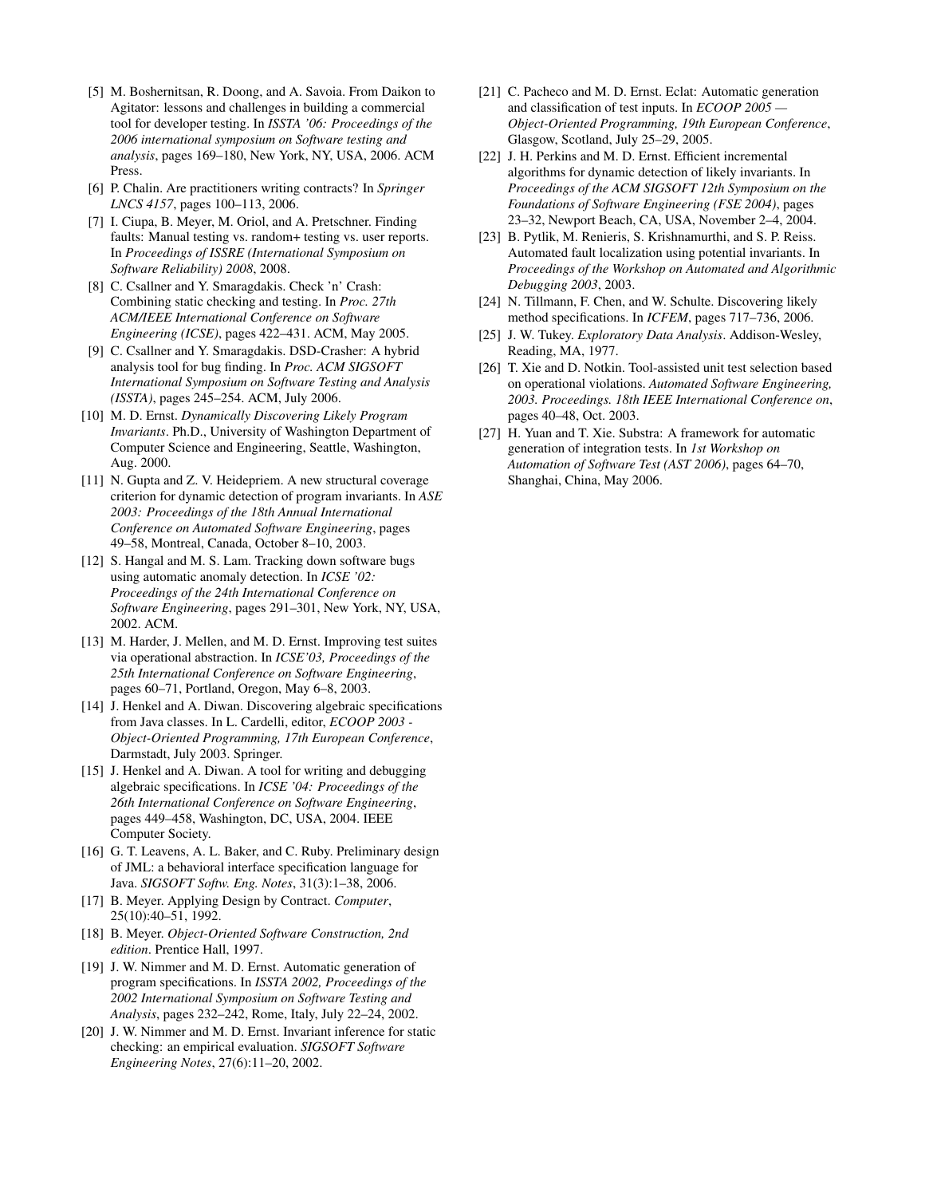[5] M. Boshernitsan, R. Doong, and A. Savoia. From Daikon to Agitator: lessons and challenges in building a commercial tool for developer testing. In *ISSTA '06: Proceedings of the 2006 international symposium on Software testing and analysis*, pages 169–180, New York, NY, USA, 2006. ACM Press.

[6] P. Chalin. Are practitioners writing contracts? In *Springer LNCS 4157*, pages 100–113, 2006.

[7] I. Ciupa, B. Meyer, M. Oriol, and A. Pretschner. Finding faults: Manual testing vs. random+ testing vs. user reports. In *Proceedings of ISSRE (International Symposium on Software Reliability) 2008*, 2008.

[8] C. Csallner and Y. Smaragdakis. Check 'n' Crash: Combining static checking and testing. In *Proc. 27th ACM/IEEE International Conference on Software Engineering (ICSE)*, pages 422–431. ACM, May 2005.

[9] C. Csallner and Y. Smaragdakis. DSD-Crasher: A hybrid analysis tool for bug finding. In *Proc. ACM SIGSOFT International Symposium on Software Testing and Analysis (ISSTA)*, pages 245–254. ACM, July 2006.

[10] M. D. Ernst. *Dynamically Discovering Likely Program Invariants*. Ph.D., University of Washington Department of Computer Science and Engineering, Seattle, Washington, Aug. 2000.

[11] N. Gupta and Z. V. Heidepriem. A new structural coverage criterion for dynamic detection of program invariants. In *ASE 2003: Proceedings of the 18th Annual International Conference on Automated Software Engineering*, pages 49–58, Montreal, Canada, October 8–10, 2003.

[12] S. Hangal and M. S. Lam. Tracking down software bugs using automatic anomaly detection. In *ICSE '02: Proceedings of the 24th International Conference on Software Engineering*, pages 291–301, New York, NY, USA, 2002. ACM.

[13] M. Harder, J. Mellen, and M. D. Ernst. Improving test suites via operational abstraction. In *ICSE'03, Proceedings of the 25th International Conference on Software Engineering*, pages 60–71, Portland, Oregon, May 6–8, 2003.

[14] J. Henkel and A. Diwan. Discovering algebraic specifications from Java classes. In L. Cardelli, editor, *ECOOP 2003 - Object-Oriented Programming, 17th European Conference*, Darmstadt, July 2003. Springer.

[15] J. Henkel and A. Diwan. A tool for writing and debugging algebraic specifications. In *ICSE '04: Proceedings of the 26th International Conference on Software Engineering*, pages 449–458, Washington, DC, USA, 2004. IEEE Computer Society.

[16] G. T. Leavens, A. L. Baker, and C. Ruby. Preliminary design of JML: a behavioral interface specification language for Java. *SIGSOFT Softw. Eng. Notes*, 31(3):1–38, 2006.

[17] B. Meyer. Applying Design by Contract. *Computer*, 25(10):40–51, 1992.

[18] B. Meyer. *Object-Oriented Software Construction, 2nd edition*. Prentice Hall, 1997.

[19] J. W. Nimmer and M. D. Ernst. Automatic generation of program specifications. In *ISSTA 2002, Proceedings of the 2002 International Symposium on Software Testing and Analysis*, pages 232–242, Rome, Italy, July 22–24, 2002.

[20] J. W. Nimmer and M. D. Ernst. Invariant inference for static checking: an empirical evaluation. *SIGSOFT Software Engineering Notes*, 27(6):11–20, 2002.

[21] C. Pacheco and M. D. Ernst. Eclat: Automatic generation and classification of test inputs. In *ECOOP 2005 — Object-Oriented Programming, 19th European Conference*, Glasgow, Scotland, July 25–29, 2005.

[22] J. H. Perkins and M. D. Ernst. Efficient incremental algorithms for dynamic detection of likely invariants. In *Proceedings of the ACM SIGSOFT 12th Symposium on the Foundations of Software Engineering (FSE 2004)*, pages 23–32, Newport Beach, CA, USA, November 2–4, 2004.

[23] B. Pytlik, M. Renieris, S. Krishnamurthi, and S. P. Reiss. Automated fault localization using potential invariants. In *Proceedings of the Workshop on Automated and Algorithmic Debugging 2003*, 2003.

[24] N. Tillmann, F. Chen, and W. Schulte. Discovering likely method specifications. In *ICFEM*, pages 717–736, 2006.

[25] J. W. Tukey. *Exploratory Data Analysis*. Addison-Wesley, Reading, MA, 1977.

[26] T. Xie and D. Notkin. Tool-assisted unit test selection based on operational violations. *Automated Software Engineering, 2003. Proceedings. 18th IEEE International Conference on*, pages 40–48, Oct. 2003.

[27] H. Yuan and T. Xie. Substra: A framework for automatic generation of integration tests. In *1st Workshop on Automation of Software Test (AST 2006)*, pages 64–70, Shanghai, China, May 2006.